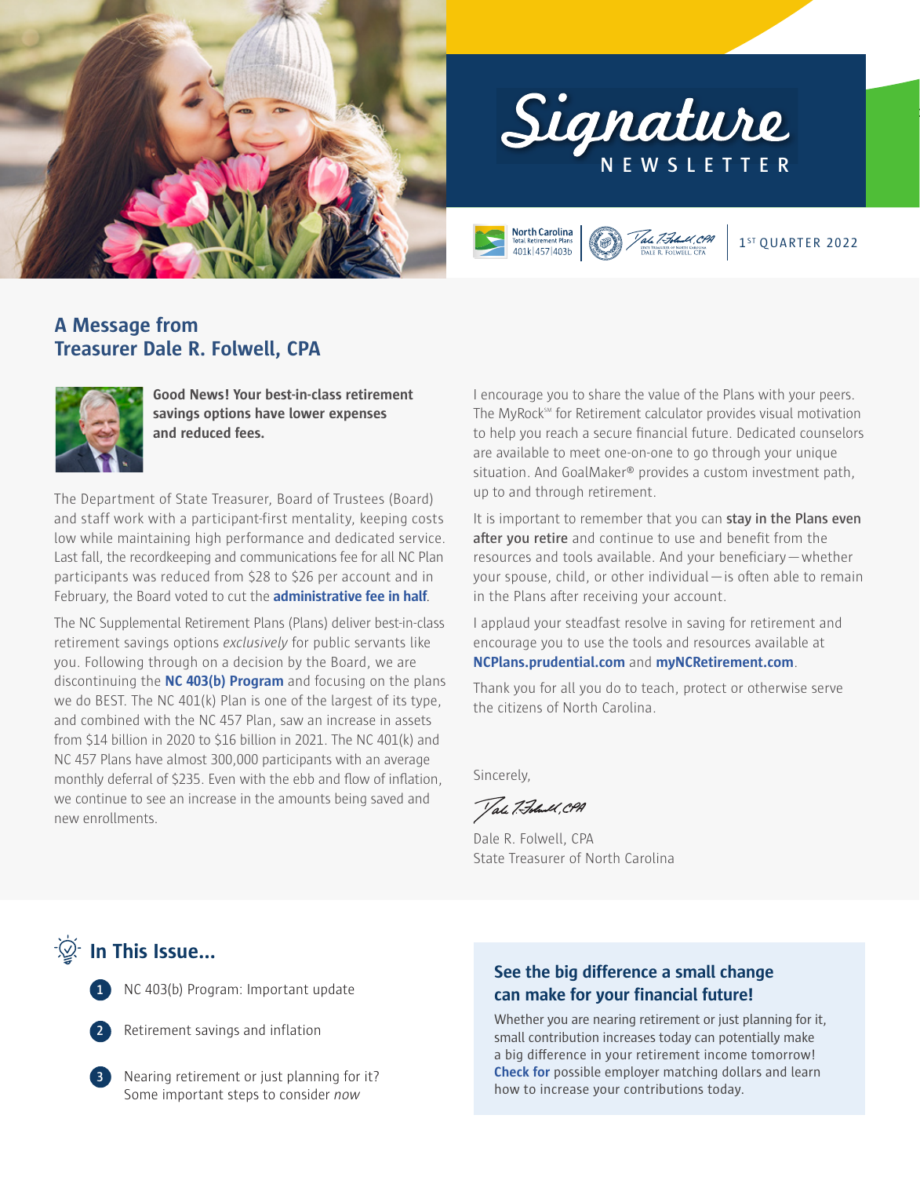# Signature NEWSLETTER

North Carolina Total Retirement Plans 401k | 457 | 403b

1ST QUARTER 2022

## A Message from Treasurer Dale R. Folwell, CPA

**Good News! Your best-in-class retirement savings options have lower expenses and reduced fees.**

The Department of State Treasurer, Board of Trustees (Board) and staff work with a participant-first mentality, keeping costs low while maintaining high performance and dedicated service. Last fall, the recordkeeping and communications fee for all NC Plan participants was reduced from $28 to $26 per account and in February, the Board voted to cut the **administrative fee in half**.

The NC Supplemental Retirement Plans (Plans) deliver best-in-class retirement savings options *exclusively* for public servants like you. Following through on a decision by the Board, we are discontinuing the **NC 403(b) Program** and focusing on the plans we do BEST. The NC 401(k) Plan is one of the largest of its type, and combined with the NC 457 Plan, saw an increase in assets from $14 billion in 2020 to $16 billion in 2021. The NC 401(k) and NC 457 Plans have almost 300,000 participants with an average monthly deferral of $235. Even with the ebb and flow of inflation, we continue to see an increase in the amounts being saved and new enrollments.

I encourage you to share the value of the Plans with your peers. The MyRock℠ for Retirement calculator provides visual motivation to help you reach a secure financial future. Dedicated counselors are available to meet one-on-one to go through your unique situation. And GoalMaker® provides a custom investment path, up to and through retirement.

It is important to remember that you can **stay in the Plans even after you retire** and continue to use and benefit from the resources and tools available. And your beneficiary—whether your spouse, child, or other individual—is often able to remain in the Plans after receiving your account.

I applaud your steadfast resolve in saving for retirement and encourage you to use the tools and resources available at **NCPlans.prudential.com** and **myNCRetirement.com**.

Thank you for all you do to teach, protect or otherwise serve the citizens of North Carolina.

Sincerely,

Dale R. Folwell, CPA
State Treasurer of North Carolina

## In This Issue...

1. NC 403(b) Program: Important update
2. Retirement savings and inflation
3. Nearing retirement or just planning for it? Some important steps to consider *now*

### See the big difference a small change can make for your financial future!

Whether you are nearing retirement or just planning for it, small contribution increases today can potentially make a big difference in your retirement income tomorrow! **Check for** possible employer matching dollars and learn how to increase your contributions today.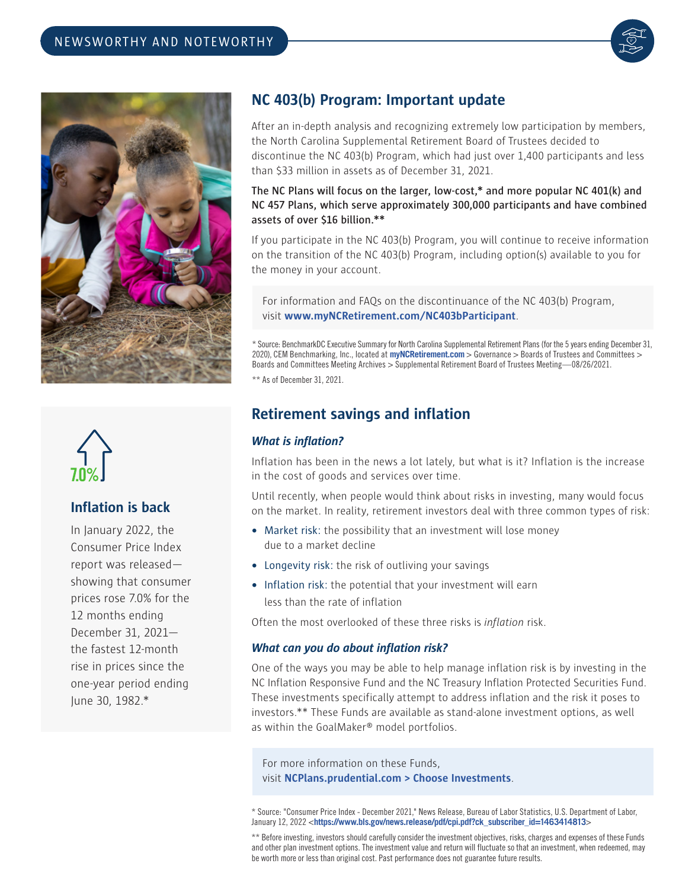NEWSWORTHY AND NOTEWORTHY

## NC 403(b) Program: Important update

After an in-depth analysis and recognizing extremely low participation by members, the North Carolina Supplemental Retirement Board of Trustees decided to discontinue the NC 403(b) Program, which had just over 1,400 participants and less than $33 million in assets as of December 31, 2021.

**The NC Plans will focus on the larger, low-cost,* and more popular NC 401(k) and NC 457 Plans, which serve approximately 300,000 participants and have combined assets of over $16 billion.****

If you participate in the NC 403(b) Program, you will continue to receive information on the transition of the NC 403(b) Program, including option(s) available to you for the money in your account.

For information and FAQs on the discontinuance of the NC 403(b) Program, visit **www.myNCRetirement.com/NC403bParticipant**.

* Source: BenchmarkDC Executive Summary for North Carolina Supplemental Retirement Plans (for the 5 years ending December 31, 2020), CEM Benchmarking, Inc., located at **myNCRetirement.com** > Governance > Boards of Trustees and Committees > Boards and Committees Meeting Archives > Supplemental Retirement Board of Trustees Meeting—08/26/2021.

** As of December 31, 2021.

7.0%

### Inflation is back

In January 2022, the Consumer Price Index report was released—showing that consumer prices rose 7.0% for the 12 months ending December 31, 2021—the fastest 12-month rise in prices since the one-year period ending June 30, 1982.*

## Retirement savings and inflation

### *What is inflation?*

Inflation has been in the news a lot lately, but what is it? Inflation is the increase in the cost of goods and services over time.

Until recently, when people would think about risks in investing, many would focus on the market. In reality, retirement investors deal with three common types of risk:

- Market risk: the possibility that an investment will lose money due to a market decline
- Longevity risk: the risk of outliving your savings
- Inflation risk: the potential that your investment will earn less than the rate of inflation

Often the most overlooked of these three risks is *inflation* risk.

### *What can you do about inflation risk?*

One of the ways you may be able to help manage inflation risk is by investing in the NC Inflation Responsive Fund and the NC Treasury Inflation Protected Securities Fund. These investments specifically attempt to address inflation and the risk it poses to investors.** These Funds are available as stand-alone investment options, as well as within the GoalMaker® model portfolios.

For more information on these Funds, visit **NCPlans.prudential.com > Choose Investments**.

* Source: "Consumer Price Index - December 2021," News Release, Bureau of Labor Statistics, U.S. Department of Labor, January 12, 2022 <**https://www.bls.gov/news.release/pdf/cpi.pdf?ck_subscriber_id=1463414813**>

** Before investing, investors should carefully consider the investment objectives, risks, charges and expenses of these Funds and other plan investment options. The investment value and return will fluctuate so that an investment, when redeemed, may be worth more or less than original cost. Past performance does not guarantee future results.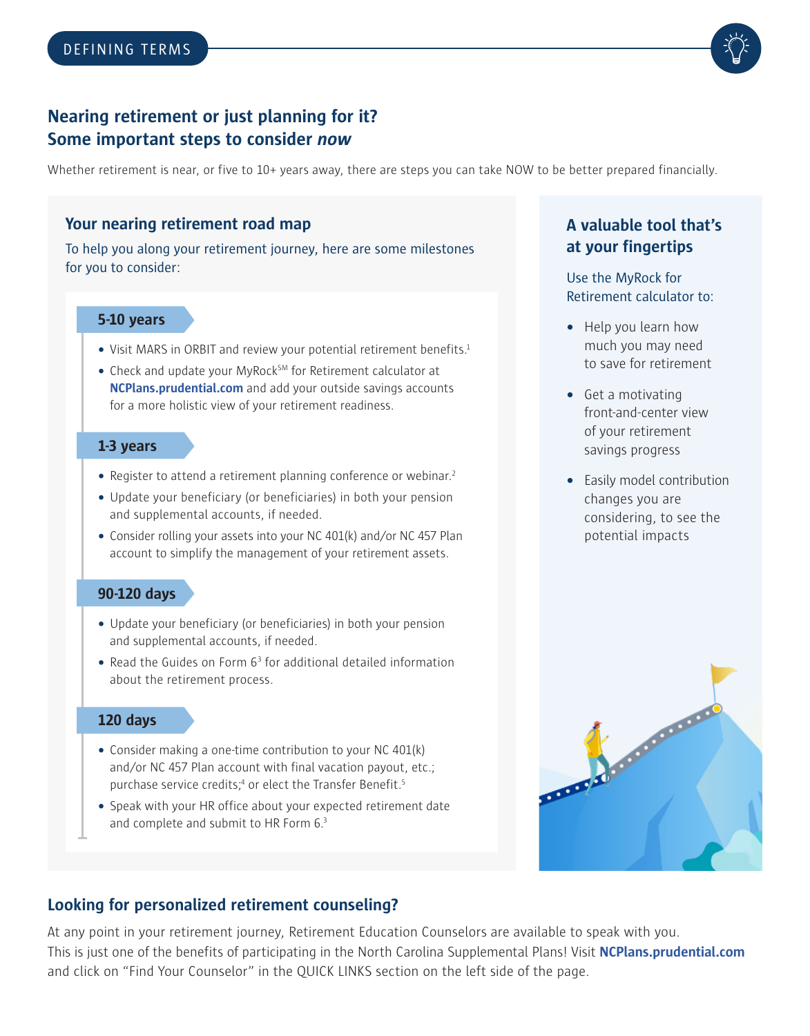DEFINING TERMS

## Nearing retirement or just planning for it? Some important steps to consider *now*

Whether retirement is near, or five to 10+ years away, there are steps you can take NOW to be better prepared financially.

### Your nearing retirement road map

To help you along your retirement journey, here are some milestones for you to consider:

#### 5-10 years

- Visit MARS in ORBIT and review your potential retirement benefits.[1]
- Check and update your MyRock[SM] for Retirement calculator at **NCPlans.prudential.com** and add your outside savings accounts for a more holistic view of your retirement readiness.

#### 1-3 years

- Register to attend a retirement planning conference or webinar.[2]
- Update your beneficiary (or beneficiaries) in both your pension and supplemental accounts, if needed.
- Consider rolling your assets into your NC 401(k) and/or NC 457 Plan account to simplify the management of your retirement assets.

#### 90-120 days

- Update your beneficiary (or beneficiaries) in both your pension and supplemental accounts, if needed.
- Read the Guides on Form 6[3] for additional detailed information about the retirement process.

#### 120 days

- Consider making a one-time contribution to your NC 401(k) and/or NC 457 Plan account with final vacation payout, etc.; purchase service credits;[4] or elect the Transfer Benefit.[5]
- Speak with your HR office about your expected retirement date and complete and submit to HR Form 6.[3]

### A valuable tool that's at your fingertips

Use the MyRock for Retirement calculator to:

- Help you learn how much you may need to save for retirement
- Get a motivating front-and-center view of your retirement savings progress
- Easily model contribution changes you are considering, to see the potential impacts

### Looking for personalized retirement counseling?

At any point in your retirement journey, Retirement Education Counselors are available to speak with you. This is just one of the benefits of participating in the North Carolina Supplemental Plans! Visit **NCPlans.prudential.com** and click on "Find Your Counselor" in the QUICK LINKS section on the left side of the page.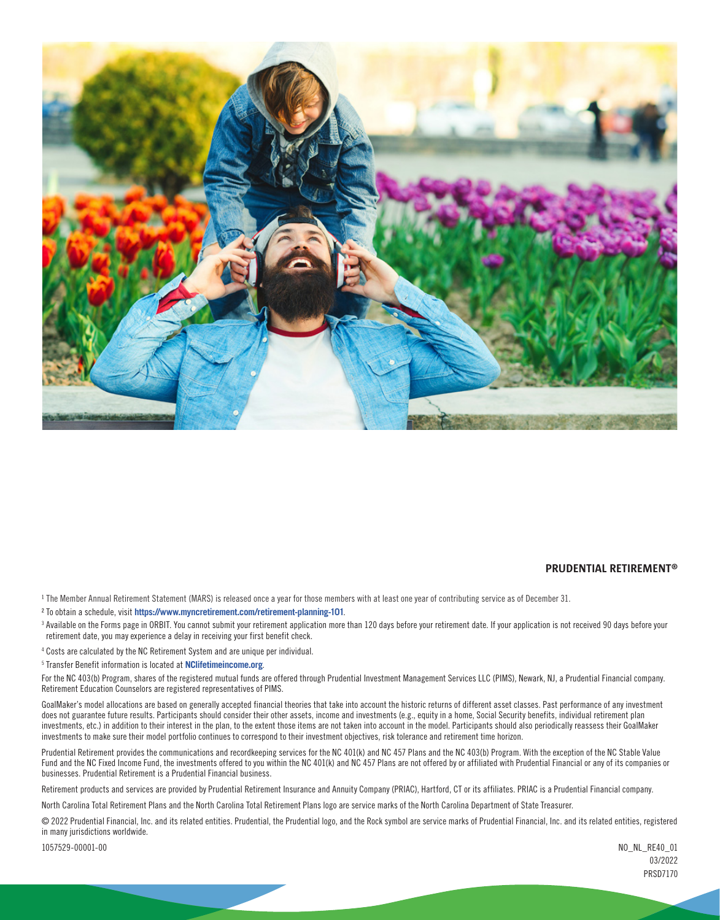**PRUDENTIAL RETIREMENT®**

[1] The Member Annual Retirement Statement (MARS) is released once a year for those members with at least one year of contributing service as of December 31.

[2] To obtain a schedule, visit **https://www.myncretirement.com/retirement-planning-101**.

[3] Available on the Forms page in ORBIT. You cannot submit your retirement application more than 120 days before your retirement date. If your application is not received 90 days before your retirement date, you may experience a delay in receiving your first benefit check.

[4] Costs are calculated by the NC Retirement System and are unique per individual.

[5] Transfer Benefit information is located at **NClifetimeincome.org**.

For the NC 403(b) Program, shares of the registered mutual funds are offered through Prudential Investment Management Services LLC (PIMS), Newark, NJ, a Prudential Financial company. Retirement Education Counselors are registered representatives of PIMS.

GoalMaker's model allocations are based on generally accepted financial theories that take into account the historic returns of different asset classes. Past performance of any investment does not guarantee future results. Participants should consider their other assets, income and investments (e.g., equity in a home, Social Security benefits, individual retirement plan investments, etc.) in addition to their interest in the plan, to the extent those items are not taken into account in the model. Participants should also periodically reassess their GoalMaker investments to make sure their model portfolio continues to correspond to their investment objectives, risk tolerance and retirement time horizon.

Prudential Retirement provides the communications and recordkeeping services for the NC 401(k) and NC 457 Plans and the NC 403(b) Program. With the exception of the NC Stable Value Fund and the NC Fixed Income Fund, the investments offered to you within the NC 401(k) and NC 457 Plans are not offered by or affiliated with Prudential Financial or any of its companies or businesses. Prudential Retirement is a Prudential Financial business.

Retirement products and services are provided by Prudential Retirement Insurance and Annuity Company (PRIAC), Hartford, CT or its affiliates. PRIAC is a Prudential Financial company.

North Carolina Total Retirement Plans and the North Carolina Total Retirement Plans logo are service marks of the North Carolina Department of State Treasurer.

© 2022 Prudential Financial, Inc. and its related entities. Prudential, the Prudential logo, and the Rock symbol are service marks of Prudential Financial, Inc. and its related entities, registered in many jurisdictions worldwide.

1057529-00001-00

NO_NL_RE40_01
03/2022
PRSD7170